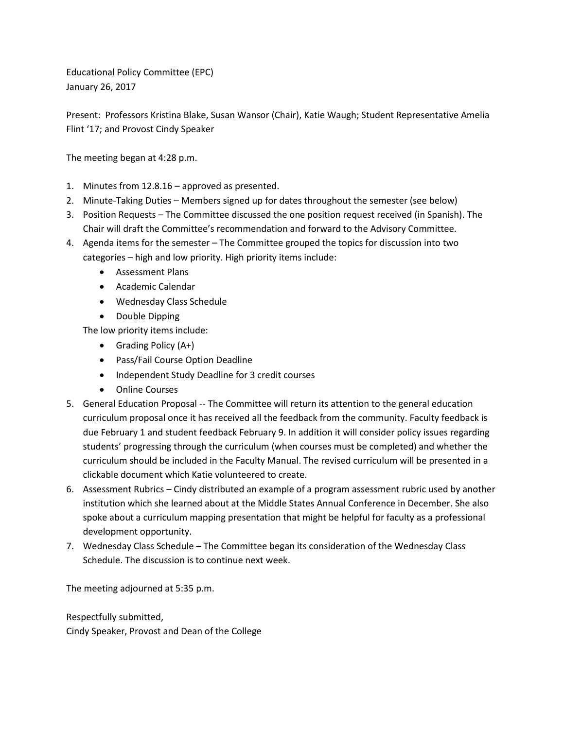Educational Policy Committee (EPC)
January 26, 2017

Present: Professors Kristina Blake, Susan Wansor (Chair), Katie Waugh; Student Representative Amelia Flint '17; and Provost Cindy Speaker

The meeting began at 4:28 p.m.

1. Minutes from 12.8.16 – approved as presented.
2. Minute-Taking Duties – Members signed up for dates throughout the semester (see below)
3. Position Requests – The Committee discussed the one position request received (in Spanish). The Chair will draft the Committee's recommendation and forward to the Advisory Committee.
4. Agenda items for the semester – The Committee grouped the topics for discussion into two categories – high and low priority. High priority items include:
    - Assessment Plans
    - Academic Calendar
    - Wednesday Class Schedule
    - Double Dipping

   The low priority items include:
    - Grading Policy (A+)
    - Pass/Fail Course Option Deadline
    - Independent Study Deadline for 3 credit courses
    - Online Courses
5. General Education Proposal -- The Committee will return its attention to the general education curriculum proposal once it has received all the feedback from the community. Faculty feedback is due February 1 and student feedback February 9. In addition it will consider policy issues regarding students' progressing through the curriculum (when courses must be completed) and whether the curriculum should be included in the Faculty Manual. The revised curriculum will be presented in a clickable document which Katie volunteered to create.
6. Assessment Rubrics – Cindy distributed an example of a program assessment rubric used by another institution which she learned about at the Middle States Annual Conference in December. She also spoke about a curriculum mapping presentation that might be helpful for faculty as a professional development opportunity.
7. Wednesday Class Schedule – The Committee began its consideration of the Wednesday Class Schedule. The discussion is to continue next week.

The meeting adjourned at 5:35 p.m.

Respectfully submitted,
Cindy Speaker, Provost and Dean of the College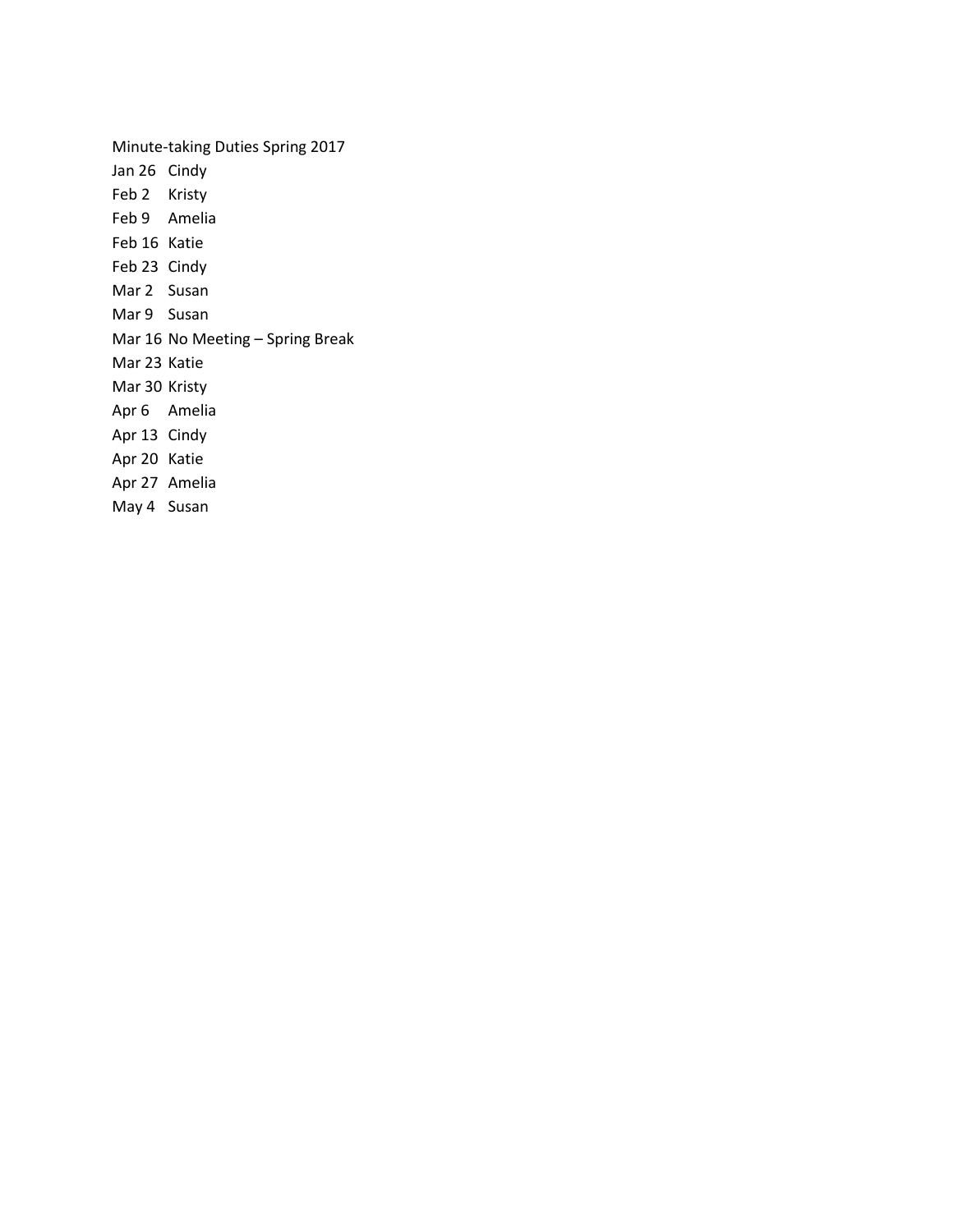Minute-taking Duties Spring 2017

Jan 26 Cindy
Feb 2 Kristy
Feb 9 Amelia
Feb 16 Katie
Feb 23 Cindy
Mar 2 Susan
Mar 9 Susan
Mar 16 No Meeting – Spring Break
Mar 23 Katie
Mar 30 Kristy
Apr 6 Amelia
Apr 13 Cindy
Apr 20 Katie
Apr 27 Amelia
May 4 Susan